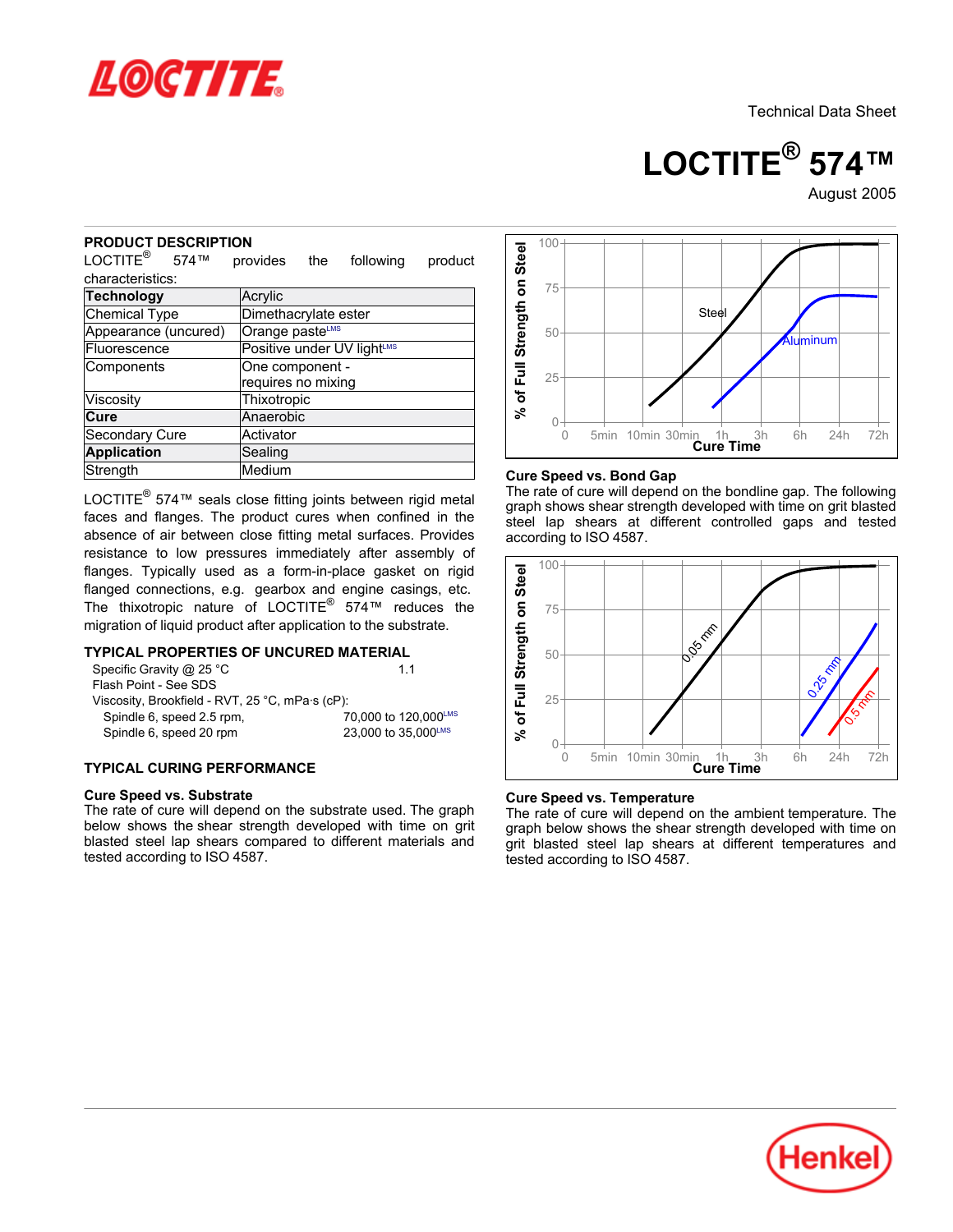Technical Data Sheet

# LOCTITE® 574™

August 2005

## PRODUCT DESCRIPTION

LOCTITE® 574™ provides the following product characteristics:

| Technology | Acrylic |
|---|---|
| Chemical Type | Dimethacrylate ester |
| Appearance (uncured) | Orange paste[LMS] |
| Fluorescence | Positive under UV light[LMS] |
| Components | One component - requires no mixing |
| Viscosity | Thixotropic |
| Cure | Anaerobic |
| Secondary Cure | Activator |
| Application | Sealing |
| Strength | Medium |

LOCTITE® 574™ seals close fitting joints between rigid metal faces and flanges. The product cures when confined in the absence of air between close fitting metal surfaces. Provides resistance to low pressures immediately after assembly of flanges. Typically used as a form-in-place gasket on rigid flanged connections, e.g. gearbox and engine casings, etc. The thixotropic nature of LOCTITE® 574™ reduces the migration of liquid product after application to the substrate.

## TYPICAL PROPERTIES OF UNCURED MATERIAL

Specific Gravity @ 25 °C 1.1

Flash Point - See SDS

Viscosity, Brookfield - RVT, 25 °C, mPa·s (cP):

- Spindle 6, speed 2.5 rpm, 70,000 to 120,000[LMS]
- Spindle 6, speed 20 rpm 23,000 to 35,000[LMS]

## TYPICAL CURING PERFORMANCE

### Cure Speed vs. Substrate

The rate of cure will depend on the substrate used. The graph below shows the shear strength developed with time on grit blasted steel lap shears compared to different materials and tested according to ISO 4587.

### Cure Speed vs. Bond Gap

The rate of cure will depend on the bondline gap. The following graph shows shear strength developed with time on grit blasted steel lap shears at different controlled gaps and tested according to ISO 4587.

### Cure Speed vs. Temperature

The rate of cure will depend on the ambient temperature. The graph below shows the shear strength developed with time on grit blasted steel lap shears at different temperatures and tested according to ISO 4587.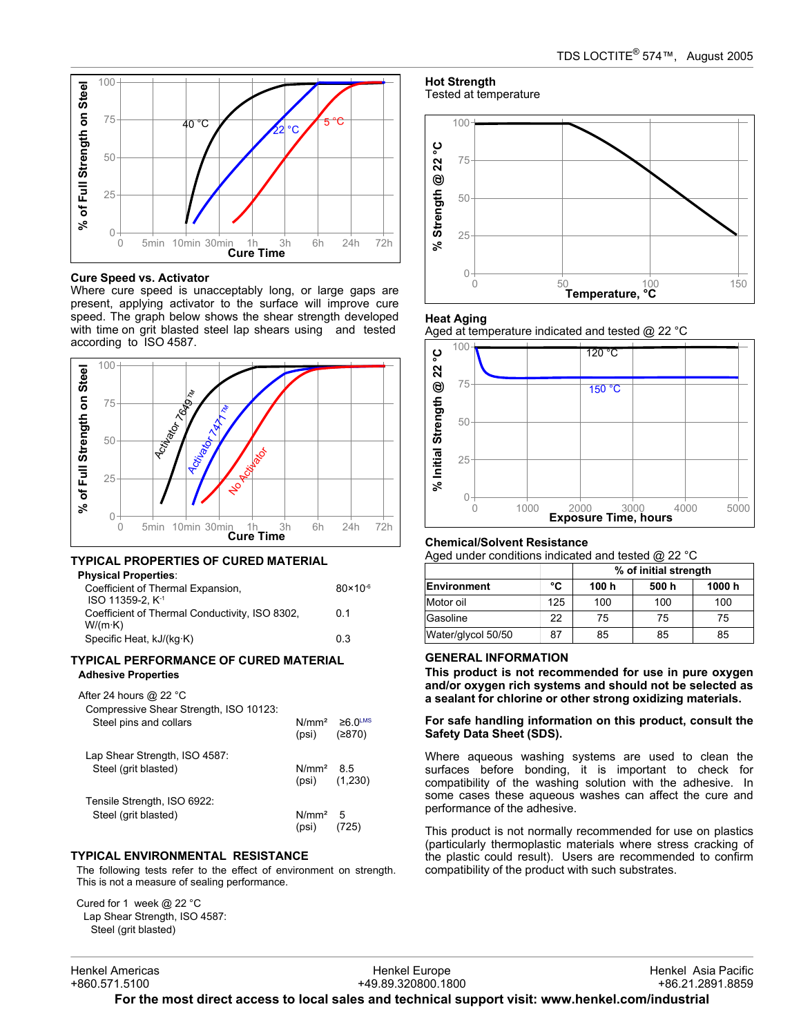## Cure Speed vs. Activator

Where cure speed is unacceptably long, or large gaps are present, applying activator to the surface will improve cure speed. The graph below shows the shear strength developed with time on grit blasted steel lap shears using and tested according to ISO 4587.

## TYPICAL PROPERTIES OF CURED MATERIAL

**Physical Properties**:

| | |
|---|---|
| Coefficient of Thermal Expansion, ISO 11359-2, $K^{-1}$ | $80 \times 10^{-6}$ |
| Coefficient of Thermal Conductivity, ISO 8302, W/(m·K) | 0.1 |
| Specific Heat, kJ/(kg·K) | 0.3 |

## TYPICAL PERFORMANCE OF CURED MATERIAL

**Adhesive Properties**

After 24 hours @ 22 °C

Compressive Shear Strength, ISO 10123:

| | | |
|---|---|---|
| Steel pins and collars | N/mm² (psi) | ≥6.0[LMS] (≥870) |

Lap Shear Strength, ISO 4587:

| | | |
|---|---|---|
| Steel (grit blasted) | N/mm² (psi) | 8.5 (1,230) |

Tensile Strength, ISO 6922:

| | | |
|---|---|---|
| Steel (grit blasted) | N/mm² (psi) | 5 (725) |

## TYPICAL ENVIRONMENTAL RESISTANCE

The following tests refer to the effect of environment on strength. This is not a measure of sealing performance.

Cured for 1 week @ 22 °C

Lap Shear Strength, ISO 4587:

Steel (grit blasted)

### Hot Strength

Tested at temperature

### Heat Aging

Aged at temperature indicated and tested @ 22 °C

### Chemical/Solvent Resistance

Aged under conditions indicated and tested @ 22 °C

| | | % of initial strength | | |
|---|---|---|---|---|
| **Environment** | **°C** | **100 h** | **500 h** | **1000 h** |
| Motor oil | 125 | 100 | 100 | 100 |
| Gasoline | 22 | 75 | 75 | 75 |
| Water/glycol 50/50 | 87 | 85 | 85 | 85 |

## GENERAL INFORMATION

**This product is not recommended for use in pure oxygen and/or oxygen rich systems and should not be selected as a sealant for chlorine or other strong oxidizing materials.**

**For safe handling information on this product, consult the Safety Data Sheet (SDS).**

Where aqueous washing systems are used to clean the surfaces before bonding, it is important to check for compatibility of the washing solution with the adhesive. In some cases these aqueous washes can affect the cure and performance of the adhesive.

This product is not normally recommended for use on plastics (particularly thermoplastic materials where stress cracking of the plastic could result). Users are recommended to confirm compatibility of the product with such substrates.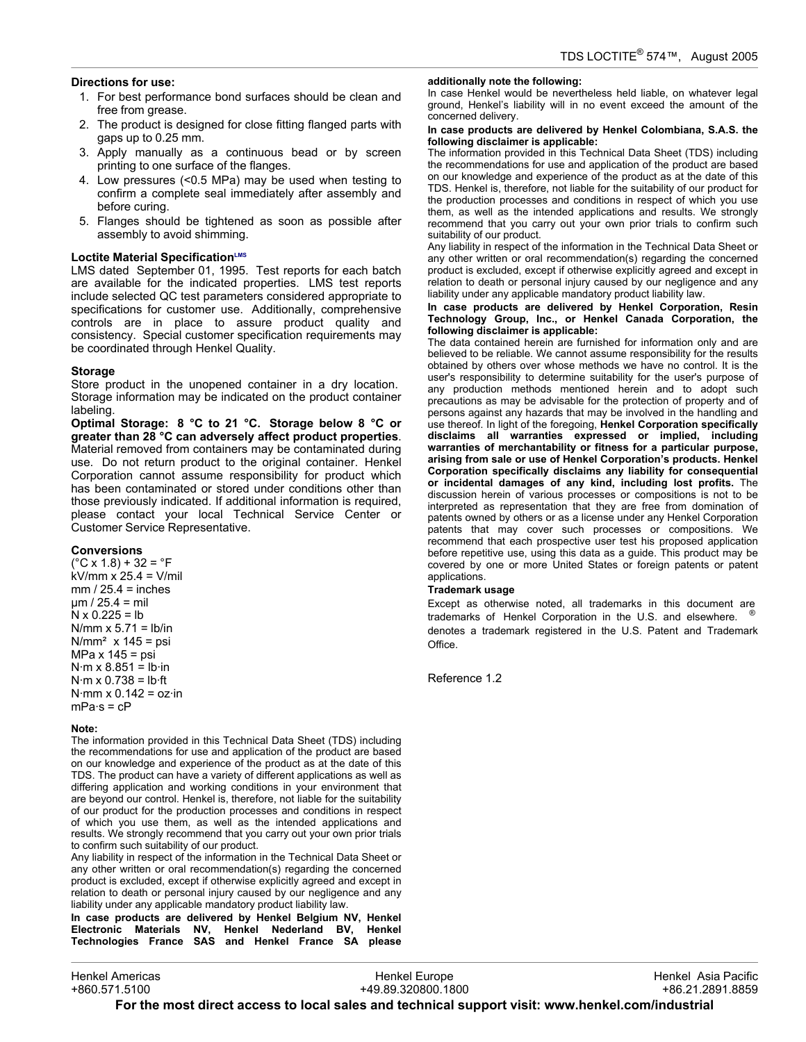### Directions for use:

1. For best performance bond surfaces should be clean and free from grease.
2. The product is designed for close fitting flanged parts with gaps up to 0.25 mm.
3. Apply manually as a continuous bead or by screen printing to one surface of the flanges.
4. Low pressures (<0.5 MPa) may be used when testing to confirm a complete seal immediately after assembly and before curing.
5. Flanges should be tightened as soon as possible after assembly to avoid shimming.

### Loctite Material Specification[LMS]

LMS dated September 01, 1995. Test reports for each batch are available for the indicated properties. LMS test reports include selected QC test parameters considered appropriate to specifications for customer use. Additionally, comprehensive controls are in place to assure product quality and consistency. Special customer specification requirements may be coordinated through Henkel Quality.

### Storage

Store product in the unopened container in a dry location. Storage information may be indicated on the product container labeling.

**Optimal Storage: 8 °C to 21 °C. Storage below 8 °C or greater than 28 °C can adversely affect product properties**. Material removed from containers may be contaminated during use. Do not return product to the original container. Henkel Corporation cannot assume responsibility for product which has been contaminated or stored under conditions other than those previously indicated. If additional information is required, please contact your local Technical Service Center or Customer Service Representative.

### Conversions

(°C x 1.8) + 32 = °F
kV/mm x 25.4 = V/mil
mm / 25.4 = inches
µm / 25.4 = mil
N x 0.225 = lb
N/mm x 5.71 = lb/in
N/mm² x 145 = psi
MPa x 145 = psi
N·m x 8.851 = lb·in
N·m x 0.738 = lb·ft
N·mm x 0.142 = oz·in
mPa·s = cP

#### Note:

The information provided in this Technical Data Sheet (TDS) including the recommendations for use and application of the product are based on our knowledge and experience of the product as at the date of this TDS. The product can have a variety of different applications as well as differing application and working conditions in your environment that are beyond our control. Henkel is, therefore, not liable for the suitability of our product for the production processes and conditions in respect of which you use them, as well as the intended applications and results. We strongly recommend that you carry out your own prior trials to confirm such suitability of our product.

Any liability in respect of the information in the Technical Data Sheet or any other written or oral recommendation(s) regarding the concerned product is excluded, except if otherwise explicitly agreed and except in relation to death or personal injury caused by our negligence and any liability under any applicable mandatory product liability law.

**In case products are delivered by Henkel Belgium NV, Henkel Electronic Materials NV, Henkel Nederland BV, Henkel Technologies France SAS and Henkel France SA please additionally note the following:**

In case Henkel would be nevertheless held liable, on whatever legal ground, Henkel's liability will in no event exceed the amount of the concerned delivery.

**In case products are delivered by Henkel Colombiana, S.A.S. the following disclaimer is applicable:**

The information provided in this Technical Data Sheet (TDS) including the recommendations for use and application of the product are based on our knowledge and experience of the product as at the date of this TDS. Henkel is, therefore, not liable for the suitability of our product for the production processes and conditions in respect of which you use them, as well as the intended applications and results. We strongly recommend that you carry out your own prior trials to confirm such suitability of our product.

Any liability in respect of the information in the Technical Data Sheet or any other written or oral recommendation(s) regarding the concerned product is excluded, except if otherwise explicitly agreed and except in relation to death or personal injury caused by our negligence and any liability under any applicable mandatory product liability law.

**In case products are delivered by Henkel Corporation, Resin Technology Group, Inc., or Henkel Canada Corporation, the following disclaimer is applicable:**

The data contained herein are furnished for information only and are believed to be reliable. We cannot assume responsibility for the results obtained by others over whose methods we have no control. It is the user's responsibility to determine suitability for the user's purpose of any production methods mentioned herein and to adopt such precautions as may be advisable for the protection of property and of persons against any hazards that may be involved in the handling and use thereof. In light of the foregoing, **Henkel Corporation specifically disclaims all warranties expressed or implied, including warranties of merchantability or fitness for a particular purpose, arising from sale or use of Henkel Corporation's products. Henkel Corporation specifically disclaims any liability for consequential or incidental damages of any kind, including lost profits.** The discussion herein of various processes or compositions is not to be interpreted as representation that they are free from domination of patents owned by others or as a license under any Henkel Corporation patents that may cover such processes or compositions. We recommend that each prospective user test his proposed application before repetitive use, using this data as a guide. This product may be covered by one or more United States or foreign patents or patent applications.

#### Trademark usage

Except as otherwise noted, all trademarks in this document are trademarks of Henkel Corporation in the U.S. and elsewhere. ® denotes a trademark registered in the U.S. Patent and Trademark Office.

Reference 1.2

Henkel Americas
+860.571.5100

Henkel Europe
+49.89.320800.1800

Henkel Asia Pacific
+86.21.2891.8859

**For the most direct access to local sales and technical support visit: www.henkel.com/industrial**